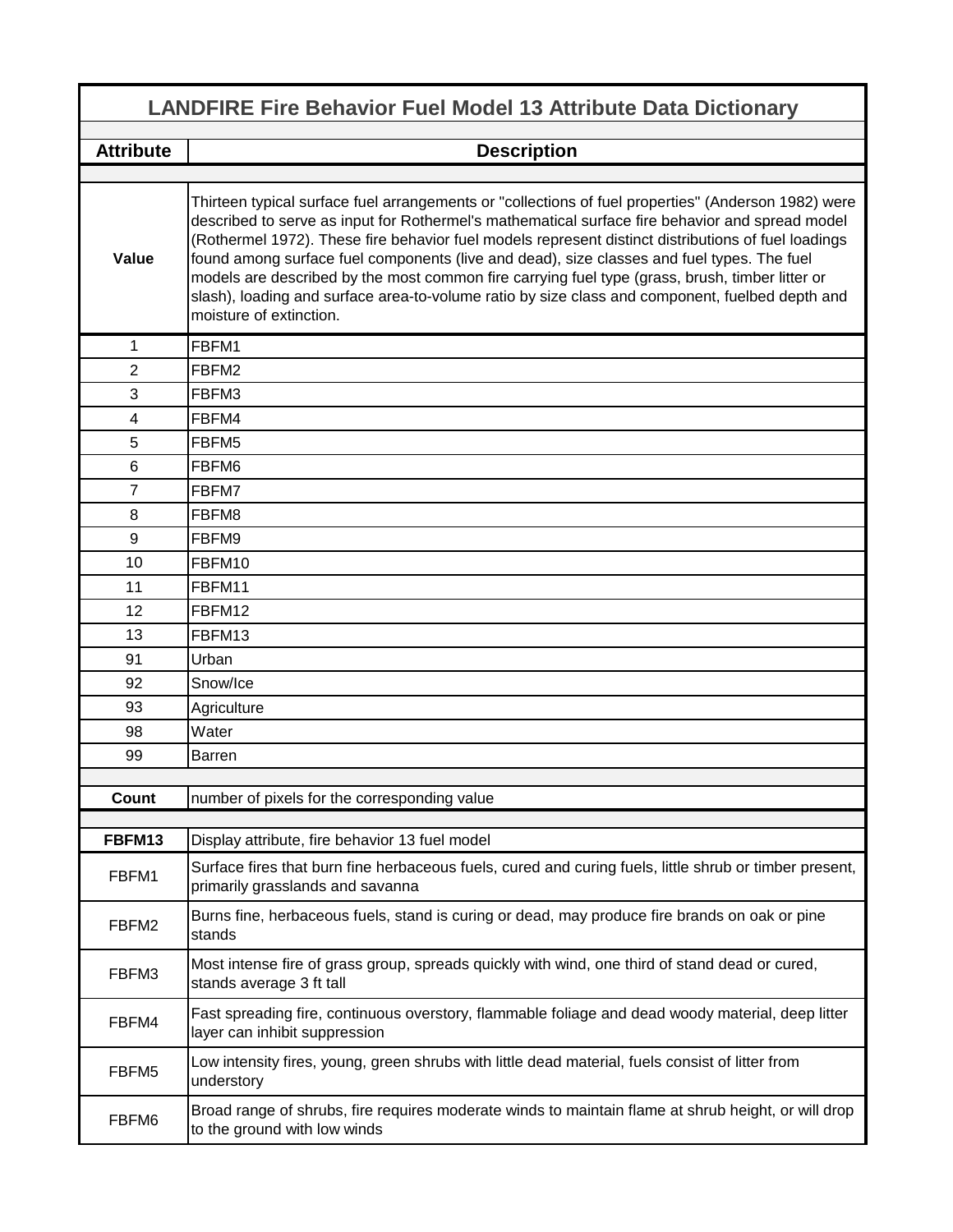# LANDFIRE Fire Behavior Fuel Model 13 Attribute Data Dictionary

| Attribute | Description |
| --- | --- |
| **Value** | Thirteen typical surface fuel arrangements or "collections of fuel properties" (Anderson 1982) were described to serve as input for Rothermel's mathematical surface fire behavior and spread model (Rothermel 1972). These fire behavior fuel models represent distinct distributions of fuel loadings found among surface fuel components (live and dead), size classes and fuel types. The fuel models are described by the most common fire carrying fuel type (grass, brush, timber litter or slash), loading and surface area-to-volume ratio by size class and component, fuelbed depth and moisture of extinction. |
| 1 | FBFM1 |
| 2 | FBFM2 |
| 3 | FBFM3 |
| 4 | FBFM4 |
| 5 | FBFM5 |
| 6 | FBFM6 |
| 7 | FBFM7 |
| 8 | FBFM8 |
| 9 | FBFM9 |
| 10 | FBFM10 |
| 11 | FBFM11 |
| 12 | FBFM12 |
| 13 | FBFM13 |
| 91 | Urban |
| 92 | Snow/Ice |
| 93 | Agriculture |
| 98 | Water |
| 99 | Barren |
| **Count** | number of pixels for the corresponding value |
| **FBFM13** | Display attribute, fire behavior 13 fuel model |
| FBFM1 | Surface fires that burn fine herbaceous fuels, cured and curing fuels, little shrub or timber present, primarily grasslands and savanna |
| FBFM2 | Burns fine, herbaceous fuels, stand is curing or dead, may produce fire brands on oak or pine stands |
| FBFM3 | Most intense fire of grass group, spreads quickly with wind, one third of stand dead or cured, stands average 3 ft tall |
| FBFM4 | Fast spreading fire, continuous overstory, flammable foliage and dead woody material, deep litter layer can inhibit suppression |
| FBFM5 | Low intensity fires, young, green shrubs with little dead material, fuels consist of litter from understory |
| FBFM6 | Broad range of shrubs, fire requires moderate winds to maintain flame at shrub height, or will drop to the ground with low winds |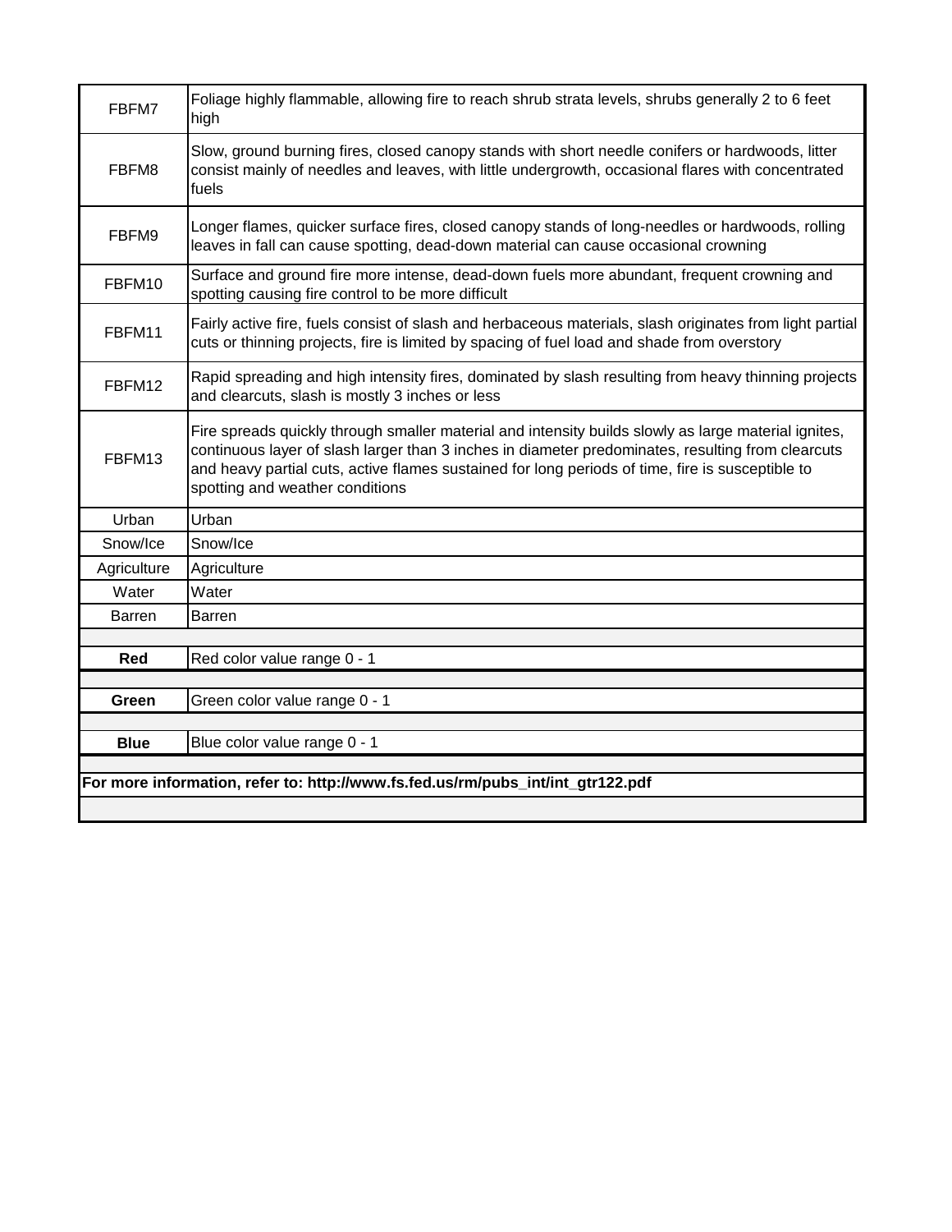| | |
|---|---|
| FBFM7 | Foliage highly flammable, allowing fire to reach shrub strata levels, shrubs generally 2 to 6 feet high |
| FBFM8 | Slow, ground burning fires, closed canopy stands with short needle conifers or hardwoods, litter consist mainly of needles and leaves, with little undergrowth, occasional flares with concentrated fuels |
| FBFM9 | Longer flames, quicker surface fires, closed canopy stands of long-needles or hardwoods, rolling leaves in fall can cause spotting, dead-down material can cause occasional crowning |
| FBFM10 | Surface and ground fire more intense, dead-down fuels more abundant, frequent crowning and spotting causing fire control to be more difficult |
| FBFM11 | Fairly active fire, fuels consist of slash and herbaceous materials, slash originates from light partial cuts or thinning projects, fire is limited by spacing of fuel load and shade from overstory |
| FBFM12 | Rapid spreading and high intensity fires, dominated by slash resulting from heavy thinning projects and clearcuts, slash is mostly 3 inches or less |
| FBFM13 | Fire spreads quickly through smaller material and intensity builds slowly as large material ignites, continuous layer of slash larger than 3 inches in diameter predominates, resulting from clearcuts and heavy partial cuts, active flames sustained for long periods of time, fire is susceptible to spotting and weather conditions |
| Urban | Urban |
| Snow/Ice | Snow/Ice |
| Agriculture | Agriculture |
| Water | Water |
| Barren | Barren |
| | |
| **Red** | Red color value range 0 - 1 |
| | |
| **Green** | Green color value range 0 - 1 |
| | |
| **Blue** | Blue color value range 0 - 1 |
| | |

**For more information, refer to: http://www.fs.fed.us/rm/pubs_int/int_gtr122.pdf**